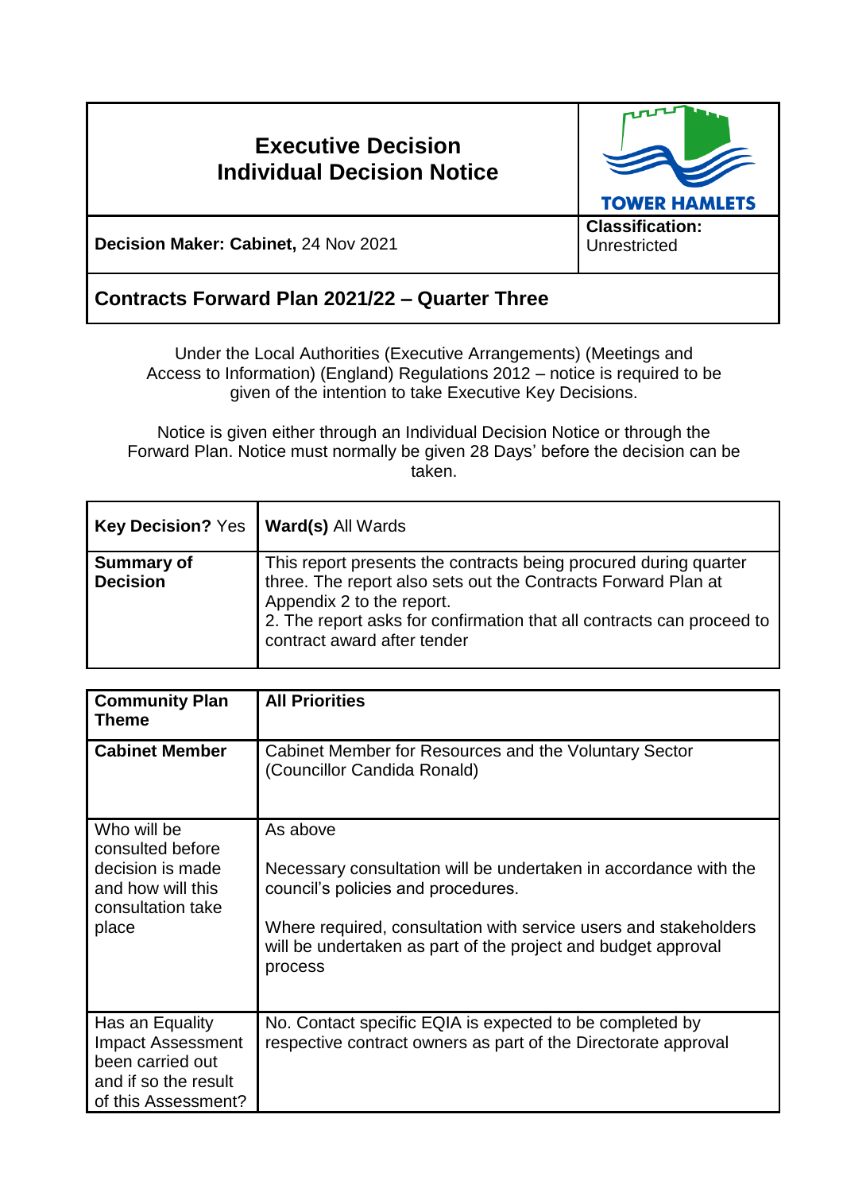# Executive Decision
## Individual Decision Notice

TOWER HAMLETS

| **Decision Maker: Cabinet,** 24 Nov 2021 | **Classification:** Unrestricted |
|---|---|

## Contracts Forward Plan 2021/22 – Quarter Three

Under the Local Authorities (Executive Arrangements) (Meetings and Access to Information) (England) Regulations 2012 – notice is required to be given of the intention to take Executive Key Decisions.

Notice is given either through an Individual Decision Notice or through the Forward Plan. Notice must normally be given 28 Days' before the decision can be taken.

| **Key Decision?** Yes | **Ward(s)** All Wards |
|---|---|
| **Summary of Decision** | This report presents the contracts being procured during quarter three. The report also sets out the Contracts Forward Plan at Appendix 2 to the report.<br>2. The report asks for confirmation that all contracts can proceed to contract award after tender |

| **Community Plan Theme** | **All Priorities** |
|---|---|
| **Cabinet Member** | Cabinet Member for Resources and the Voluntary Sector (Councillor Candida Ronald) |
| Who will be consulted before decision is made and how will this consultation take place | As above<br><br>Necessary consultation will be undertaken in accordance with the council's policies and procedures.<br><br>Where required, consultation with service users and stakeholders will be undertaken as part of the project and budget approval process |
| Has an Equality Impact Assessment been carried out and if so the result of this Assessment? | No. Contact specific EQIA is expected to be completed by respective contract owners as part of the Directorate approval |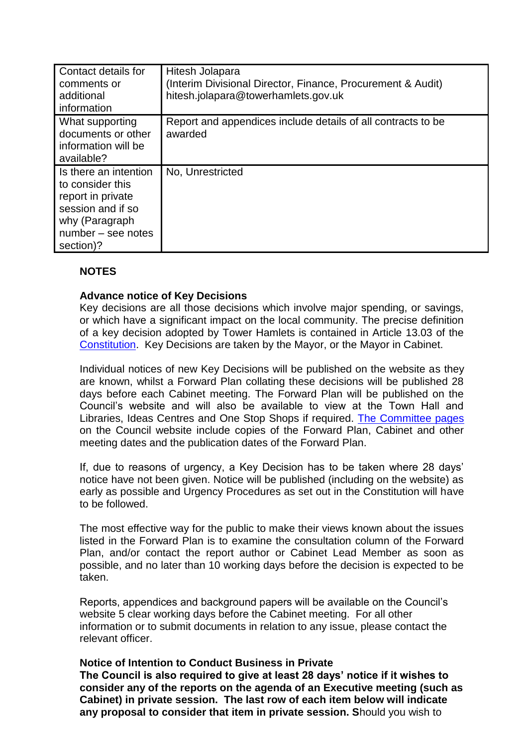| | |
|---|---|
| Contact details for comments or additional information | Hitesh Jolapara<br>(Interim Divisional Director, Finance, Procurement & Audit)<br>hitesh.jolapara@towerhamlets.gov.uk |
| What supporting documents or other information will be available? | Report and appendices include details of all contracts to be awarded |
| Is there an intention to consider this report in private session and if so why (Paragraph number – see notes section)? | No, Unrestricted |

**NOTES**

**Advance notice of Key Decisions**
Key decisions are all those decisions which involve major spending, or savings, or which have a significant impact on the local community. The precise definition of a key decision adopted by Tower Hamlets is contained in Article 13.03 of the Constitution. Key Decisions are taken by the Mayor, or the Mayor in Cabinet.

Individual notices of new Key Decisions will be published on the website as they are known, whilst a Forward Plan collating these decisions will be published 28 days before each Cabinet meeting. The Forward Plan will be published on the Council's website and will also be available to view at the Town Hall and Libraries, Ideas Centres and One Stop Shops if required. The Committee pages on the Council website include copies of the Forward Plan, Cabinet and other meeting dates and the publication dates of the Forward Plan.

If, due to reasons of urgency, a Key Decision has to be taken where 28 days' notice have not been given. Notice will be published (including on the website) as early as possible and Urgency Procedures as set out in the Constitution will have to be followed.

The most effective way for the public to make their views known about the issues listed in the Forward Plan is to examine the consultation column of the Forward Plan, and/or contact the report author or Cabinet Lead Member as soon as possible, and no later than 10 working days before the decision is expected to be taken.

Reports, appendices and background papers will be available on the Council's website 5 clear working days before the Cabinet meeting. For all other information or to submit documents in relation to any issue, please contact the relevant officer.

**Notice of Intention to Conduct Business in Private**
**The Council is also required to give at least 28 days' notice if it wishes to consider any of the reports on the agenda of an Executive meeting (such as Cabinet) in private session. The last row of each item below will indicate any proposal to consider that item in private session. S**hould you wish to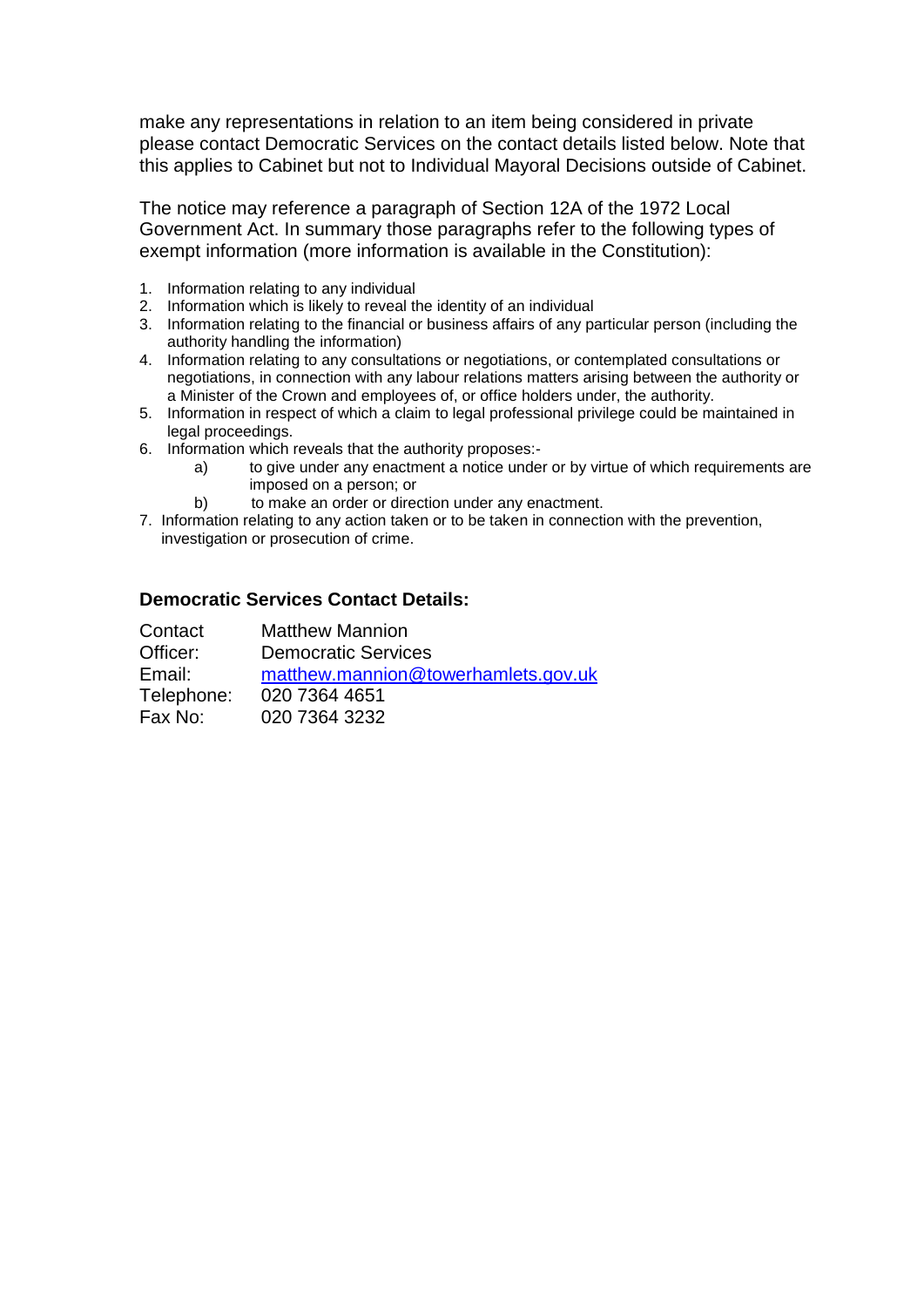make any representations in relation to an item being considered in private please contact Democratic Services on the contact details listed below. Note that this applies to Cabinet but not to Individual Mayoral Decisions outside of Cabinet.

The notice may reference a paragraph of Section 12A of the 1972 Local Government Act. In summary those paragraphs refer to the following types of exempt information (more information is available in the Constitution):

1. Information relating to any individual
2. Information which is likely to reveal the identity of an individual
3. Information relating to the financial or business affairs of any particular person (including the authority handling the information)
4. Information relating to any consultations or negotiations, or contemplated consultations or negotiations, in connection with any labour relations matters arising between the authority or a Minister of the Crown and employees of, or office holders under, the authority.
5. Information in respect of which a claim to legal professional privilege could be maintained in legal proceedings.
6. Information which reveals that the authority proposes:-
   a) to give under any enactment a notice under or by virtue of which requirements are imposed on a person; or
   b) to make an order or direction under any enactment.
7. Information relating to any action taken or to be taken in connection with the prevention, investigation or prosecution of crime.

**Democratic Services Contact Details:**

| | |
|---|---|
| Contact | Matthew Mannion |
| Officer: | Democratic Services |
| Email: | matthew.mannion@towerhamlets.gov.uk |
| Telephone: | 020 7364 4651 |
| Fax No: | 020 7364 3232 |